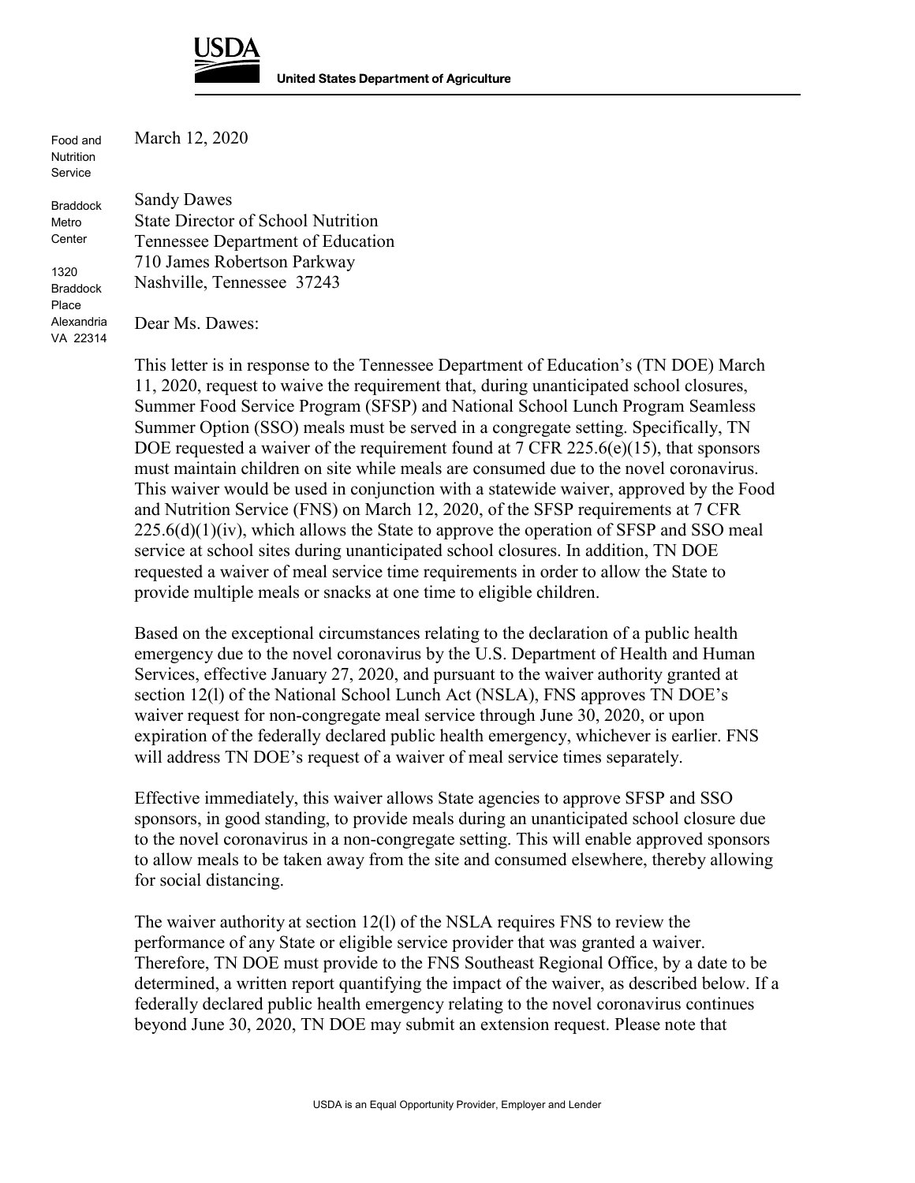**USDA**

**United States Department of Agriculture**

Food and Nutrition Service

Braddock Metro Center

1320 Braddock Place
Alexandria VA 22314

March 12, 2020

Sandy Dawes
State Director of School Nutrition
Tennessee Department of Education
710 James Robertson Parkway
Nashville, Tennessee 37243

Dear Ms. Dawes:

This letter is in response to the Tennessee Department of Education's (TN DOE) March 11, 2020, request to waive the requirement that, during unanticipated school closures, Summer Food Service Program (SFSP) and National School Lunch Program Seamless Summer Option (SSO) meals must be served in a congregate setting. Specifically, TN DOE requested a waiver of the requirement found at 7 CFR 225.6(e)(15), that sponsors must maintain children on site while meals are consumed due to the novel coronavirus. This waiver would be used in conjunction with a statewide waiver, approved by the Food and Nutrition Service (FNS) on March 12, 2020, of the SFSP requirements at 7 CFR 225.6(d)(1)(iv), which allows the State to approve the operation of SFSP and SSO meal service at school sites during unanticipated school closures. In addition, TN DOE requested a waiver of meal service time requirements in order to allow the State to provide multiple meals or snacks at one time to eligible children.

Based on the exceptional circumstances relating to the declaration of a public health emergency due to the novel coronavirus by the U.S. Department of Health and Human Services, effective January 27, 2020, and pursuant to the waiver authority granted at section 12(l) of the National School Lunch Act (NSLA), FNS approves TN DOE's waiver request for non-congregate meal service through June 30, 2020, or upon expiration of the federally declared public health emergency, whichever is earlier. FNS will address TN DOE's request of a waiver of meal service times separately.

Effective immediately, this waiver allows State agencies to approve SFSP and SSO sponsors, in good standing, to provide meals during an unanticipated school closure due to the novel coronavirus in a non-congregate setting. This will enable approved sponsors to allow meals to be taken away from the site and consumed elsewhere, thereby allowing for social distancing.

The waiver authority at section 12(l) of the NSLA requires FNS to review the performance of any State or eligible service provider that was granted a waiver. Therefore, TN DOE must provide to the FNS Southeast Regional Office, by a date to be determined, a written report quantifying the impact of the waiver, as described below. If a federally declared public health emergency relating to the novel coronavirus continues beyond June 30, 2020, TN DOE may submit an extension request. Please note that

USDA is an Equal Opportunity Provider, Employer and Lender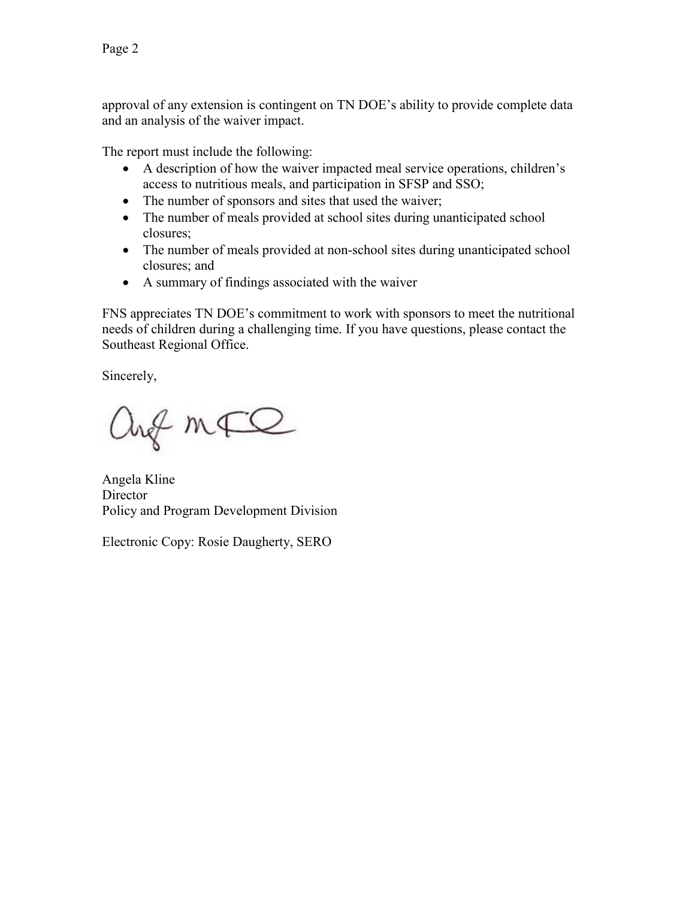approval of any extension is contingent on TN DOE's ability to provide complete data and an analysis of the waiver impact.

The report must include the following:

- A description of how the waiver impacted meal service operations, children's access to nutritious meals, and participation in SFSP and SSO;
- The number of sponsors and sites that used the waiver;
- The number of meals provided at school sites during unanticipated school closures;
- The number of meals provided at non-school sites during unanticipated school closures; and
- A summary of findings associated with the waiver

FNS appreciates TN DOE's commitment to work with sponsors to meet the nutritional needs of children during a challenging time. If you have questions, please contact the Southeast Regional Office.

Sincerely,

Angela Kline
Director
Policy and Program Development Division

Electronic Copy: Rosie Daugherty, SERO